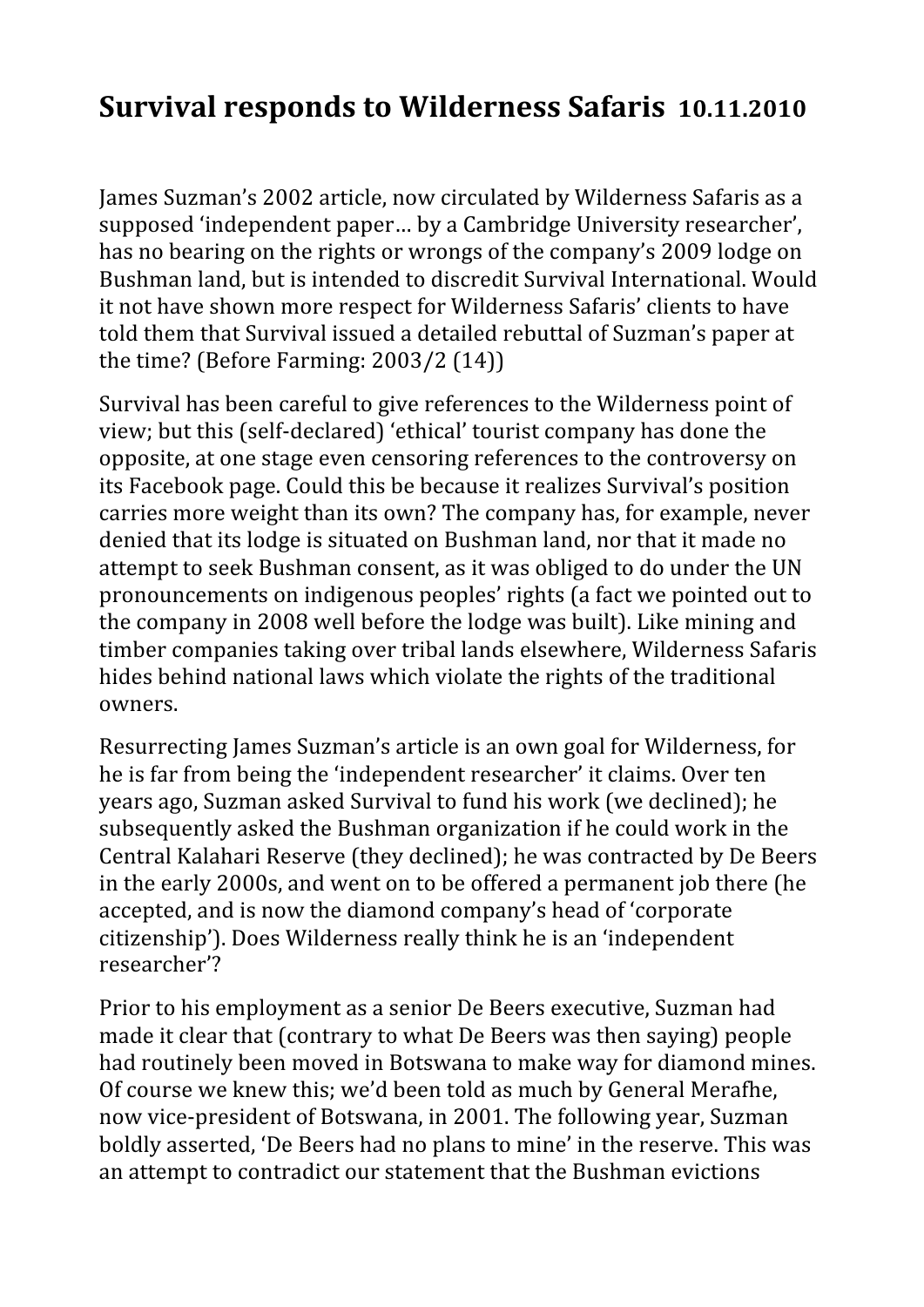# **Survival responds to Wilderness Safaris** 10.11.2010

James Suzman's 2002 article, now circulated by Wilderness Safaris as a supposed 'independent paper… by a Cambridge University researcher', has no bearing on the rights or wrongs of the company's 2009 lodge on Bushman land, but is intended to discredit Survival International. Would it not have shown more respect for Wilderness Safaris' clients to have told them that Survival issued a detailed rebuttal of Suzman's paper at the time? (Before Farming: 2003/2 (14))

Survival has been careful to give references to the Wilderness point of view; but this (self-declared) 'ethical' tourist company has done the opposite, at one stage even censoring references to the controversy on its Facebook page. Could this be because it realizes Survival's position carries more weight than its own? The company has, for example, never denied that its lodge is situated on Bushman land, nor that it made no attempt to seek Bushman consent, as it was obliged to do under the UN pronouncements on indigenous peoples' rights (a fact we pointed out to the company in 2008 well before the lodge was built). Like mining and timber companies taking over tribal lands elsewhere, Wilderness Safaris hides behind national laws which violate the rights of the traditional owners.

Resurrecting James Suzman's article is an own goal for Wilderness, for he is far from being the 'independent researcher' it claims. Over ten years ago, Suzman asked Survival to fund his work (we declined); he subsequently asked the Bushman organization if he could work in the Central Kalahari Reserve (they declined); he was contracted by De Beers in the early 2000s, and went on to be offered a permanent job there (he accepted, and is now the diamond company's head of 'corporate citizenship'). Does Wilderness really think he is an 'independent researcher'?

Prior to his employment as a senior De Beers executive, Suzman had made it clear that (contrary to what De Beers was then saying) people had routinely been moved in Botswana to make way for diamond mines. Of course we knew this; we'd been told as much by General Merafhe, now vice-president of Botswana, in 2001. The following year, Suzman boldly asserted, 'De Beers had no plans to mine' in the reserve. This was an attempt to contradict our statement that the Bushman evictions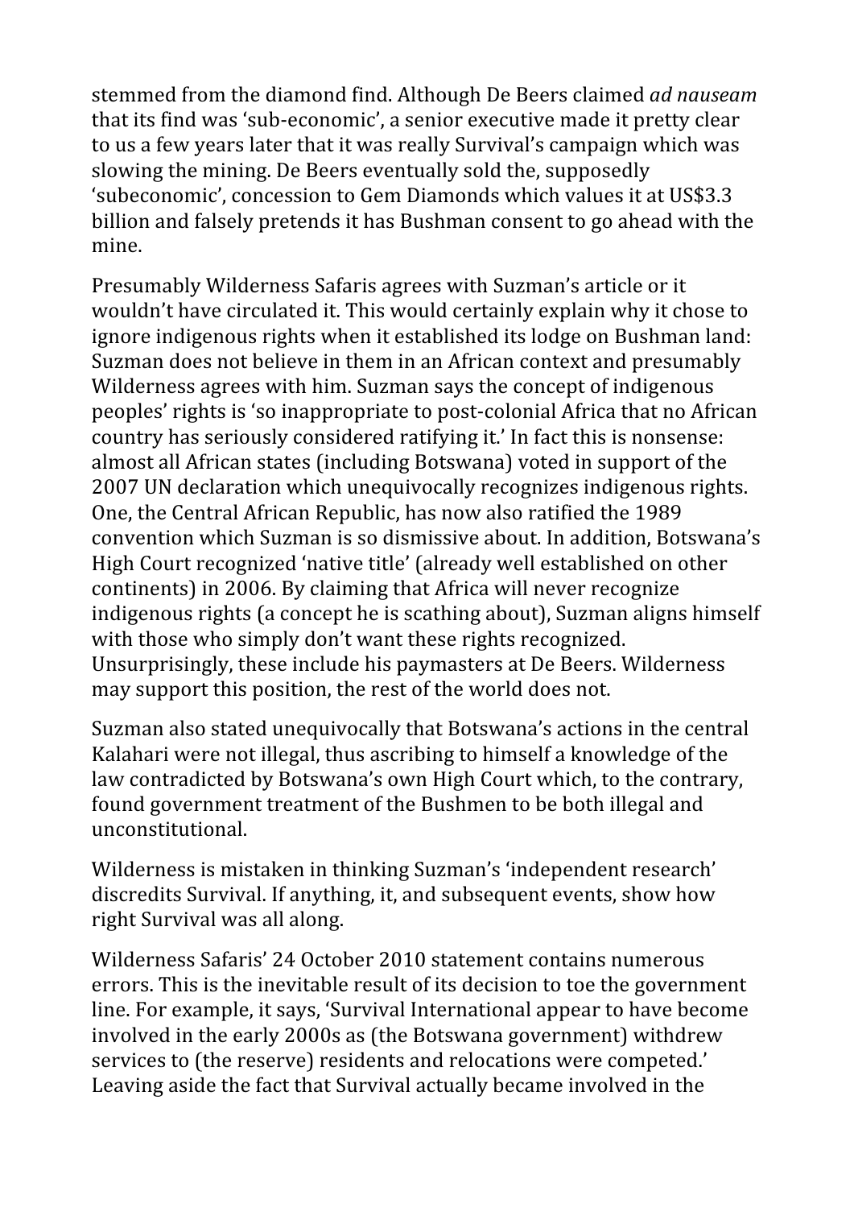stemmed from the diamond find. Although De Beers claimed *ad nauseam* that its find was 'sub-economic', a senior executive made it pretty clear to us a few years later that it was really Survival's campaign which was slowing the mining. De Beers eventually sold the, supposedly 'subeconomic', concession to Gem Diamonds which values it at US$3.3 billion and falsely pretends it has Bushman consent to go ahead with the mine.

Presumably Wilderness Safaris agrees with Suzman's article or it wouldn't have circulated it. This would certainly explain why it chose to ignore indigenous rights when it established its lodge on Bushman land: Suzman does not believe in them in an African context and presumably Wilderness agrees with him. Suzman says the concept of indigenous peoples' rights is 'so inappropriate to post-colonial Africa that no African country has seriously considered ratifying it.' In fact this is nonsense: almost all African states (including Botswana) voted in support of the 2007 UN declaration which unequivocally recognizes indigenous rights. One, the Central African Republic, has now also ratified the 1989 convention which Suzman is so dismissive about. In addition, Botswana's High Court recognized 'native title' (already well established on other continents) in 2006. By claiming that Africa will never recognize indigenous rights (a concept he is scathing about), Suzman aligns himself with those who simply don't want these rights recognized. Unsurprisingly, these include his paymasters at De Beers. Wilderness may support this position, the rest of the world does not.

Suzman also stated unequivocally that Botswana's actions in the central Kalahari were not illegal, thus ascribing to himself a knowledge of the law contradicted by Botswana's own High Court which, to the contrary, found government treatment of the Bushmen to be both illegal and unconstitutional.

Wilderness is mistaken in thinking Suzman's 'independent research' discredits Survival. If anything, it, and subsequent events, show how right Survival was all along.

Wilderness Safaris' 24 October 2010 statement contains numerous errors. This is the inevitable result of its decision to toe the government line. For example, it says, 'Survival International appear to have become involved in the early 2000s as (the Botswana government) withdrew services to (the reserve) residents and relocations were competed.' Leaving aside the fact that Survival actually became involved in the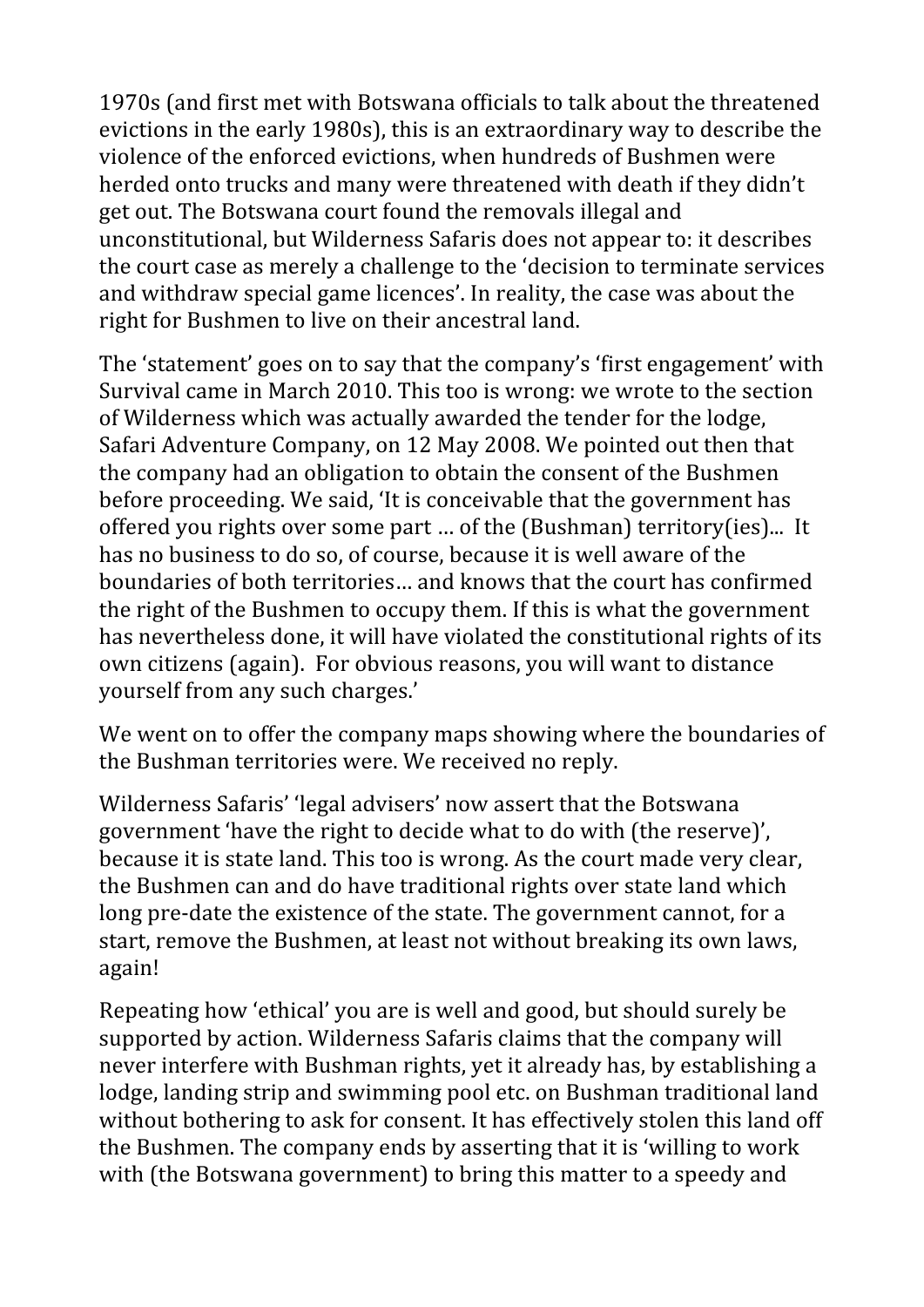1970s (and first met with Botswana officials to talk about the threatened evictions in the early 1980s), this is an extraordinary way to describe the violence of the enforced evictions, when hundreds of Bushmen were herded onto trucks and many were threatened with death if they didn't get out. The Botswana court found the removals illegal and unconstitutional, but Wilderness Safaris does not appear to: it describes the court case as merely a challenge to the 'decision to terminate services and withdraw special game licences'. In reality, the case was about the right for Bushmen to live on their ancestral land.

The 'statement' goes on to say that the company's 'first engagement' with Survival came in March 2010. This too is wrong: we wrote to the section of Wilderness which was actually awarded the tender for the lodge, Safari Adventure Company, on 12 May 2008. We pointed out then that the company had an obligation to obtain the consent of the Bushmen before proceeding. We said, 'It is conceivable that the government has offered you rights over some part … of the (Bushman) territory(ies)... It has no business to do so, of course, because it is well aware of the boundaries of both territories… and knows that the court has confirmed the right of the Bushmen to occupy them. If this is what the government has nevertheless done, it will have violated the constitutional rights of its own citizens (again). For obvious reasons, you will want to distance yourself from any such charges.'

We went on to offer the company maps showing where the boundaries of the Bushman territories were. We received no reply.

Wilderness Safaris' 'legal advisers' now assert that the Botswana government 'have the right to decide what to do with (the reserve)', because it is state land. This too is wrong. As the court made very clear, the Bushmen can and do have traditional rights over state land which long pre-date the existence of the state. The government cannot, for a start, remove the Bushmen, at least not without breaking its own laws, again!

Repeating how 'ethical' you are is well and good, but should surely be supported by action. Wilderness Safaris claims that the company will never interfere with Bushman rights, yet it already has, by establishing a lodge, landing strip and swimming pool etc. on Bushman traditional land without bothering to ask for consent. It has effectively stolen this land off the Bushmen. The company ends by asserting that it is 'willing to work with (the Botswana government) to bring this matter to a speedy and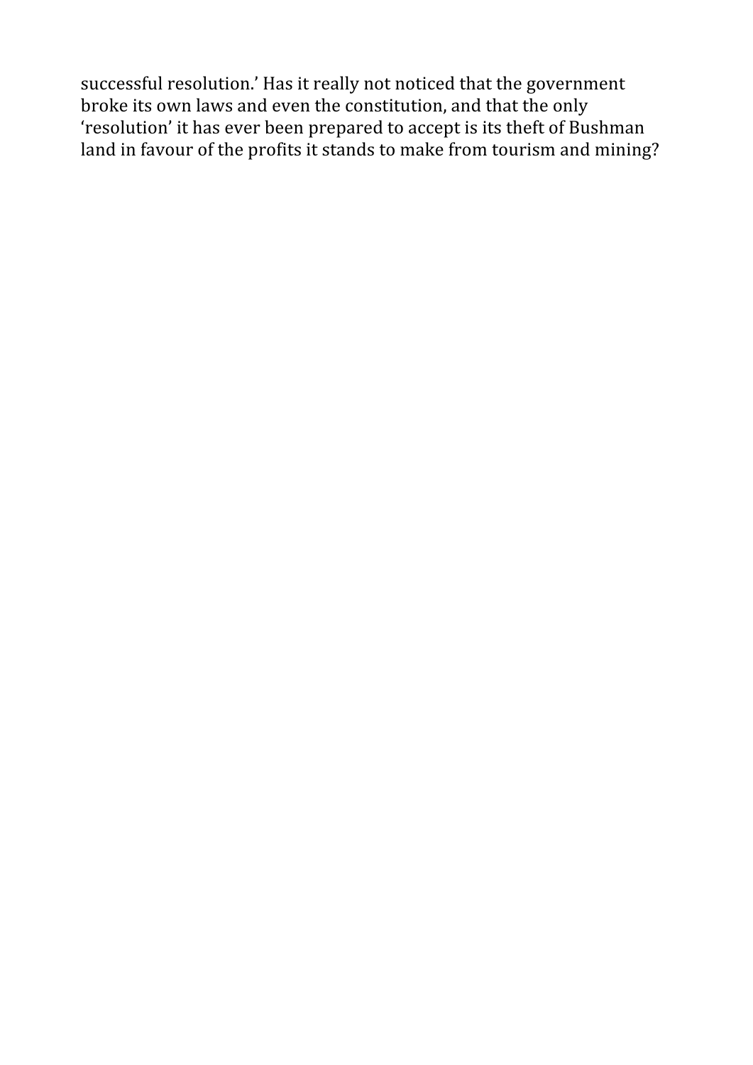successful resolution.' Has it really not noticed that the government broke its own laws and even the constitution, and that the only 'resolution' it has ever been prepared to accept is its theft of Bushman land in favour of the profits it stands to make from tourism and mining?